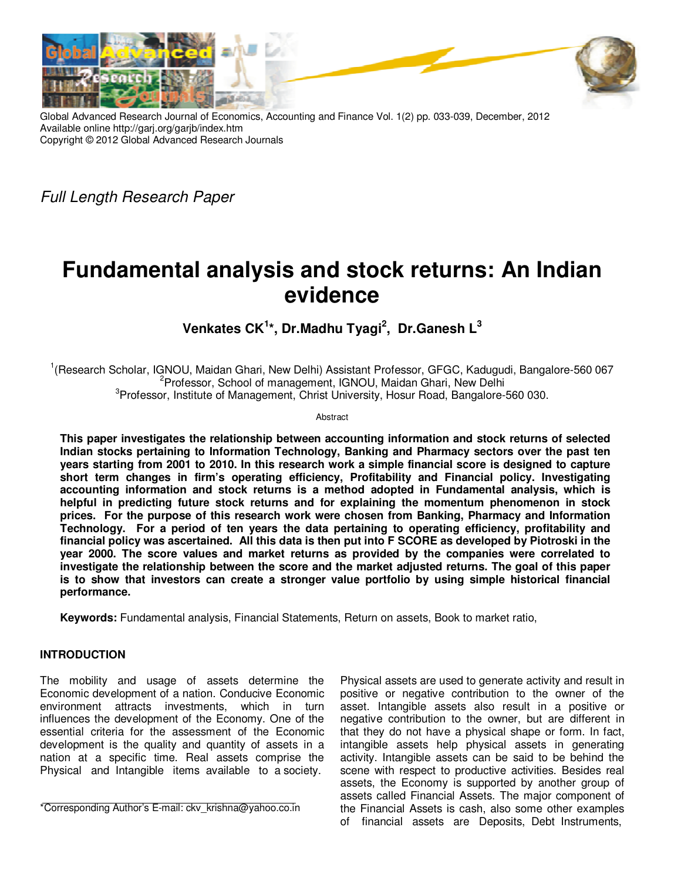Global Advanced Research Journal of Economics, Accounting and Finance Vol. 1(2) pp. 033-039, December, 2012
Available online http://garj.org/garjb/index.htm
Copyright © 2012 Global Advanced Research Journals

*Full Length Research Paper*

# Fundamental analysis and stock returns: An Indian evidence

**Venkates CK[1]*, Dr.Madhu Tyagi[2], Dr.Ganesh L[3]**

[1](Research Scholar, IGNOU, Maidan Ghari, New Delhi) Assistant Professor, GFGC, Kadugudi, Bangalore-560 067
[2]Professor, School of management, IGNOU, Maidan Ghari, New Delhi
[3]Professor, Institute of Management, Christ University, Hosur Road, Bangalore-560 030.

Abstract

**This paper investigates the relationship between accounting information and stock returns of selected Indian stocks pertaining to Information Technology, Banking and Pharmacy sectors over the past ten years starting from 2001 to 2010. In this research work a simple financial score is designed to capture short term changes in firm's operating efficiency, Profitability and Financial policy. Investigating accounting information and stock returns is a method adopted in Fundamental analysis, which is helpful in predicting future stock returns and for explaining the momentum phenomenon in stock prices. For the purpose of this research work were chosen from Banking, Pharmacy and Information Technology. For a period of ten years the data pertaining to operating efficiency, profitability and financial policy was ascertained. All this data is then put into F SCORE as developed by Piotroski in the year 2000. The score values and market returns as provided by the companies were correlated to investigate the relationship between the score and the market adjusted returns. The goal of this paper is to show that investors can create a stronger value portfolio by using simple historical financial performance.**

**Keywords:** Fundamental analysis, Financial Statements, Return on assets, Book to market ratio,

## INTRODUCTION

The mobility and usage of assets determine the Economic development of a nation. Conducive Economic environment attracts investments, which in turn influences the development of the Economy. One of the essential criteria for the assessment of the Economic development is the quality and quantity of assets in a nation at a specific time. Real assets comprise the Physical and Intangible items available to a society. Physical assets are used to generate activity and result in positive or negative contribution to the owner of the asset. Intangible assets also result in a positive or negative contribution to the owner, but are different in that they do not have a physical shape or form. In fact, intangible assets help physical assets in generating activity. Intangible assets can be said to be behind the scene with respect to productive activities. Besides real assets, the Economy is supported by another group of assets called Financial Assets. The major component of the Financial Assets is cash, also some other examples of financial assets are Deposits, Debt Instruments,

*Corresponding Author's E-mail: ckv_krishna@yahoo.co.in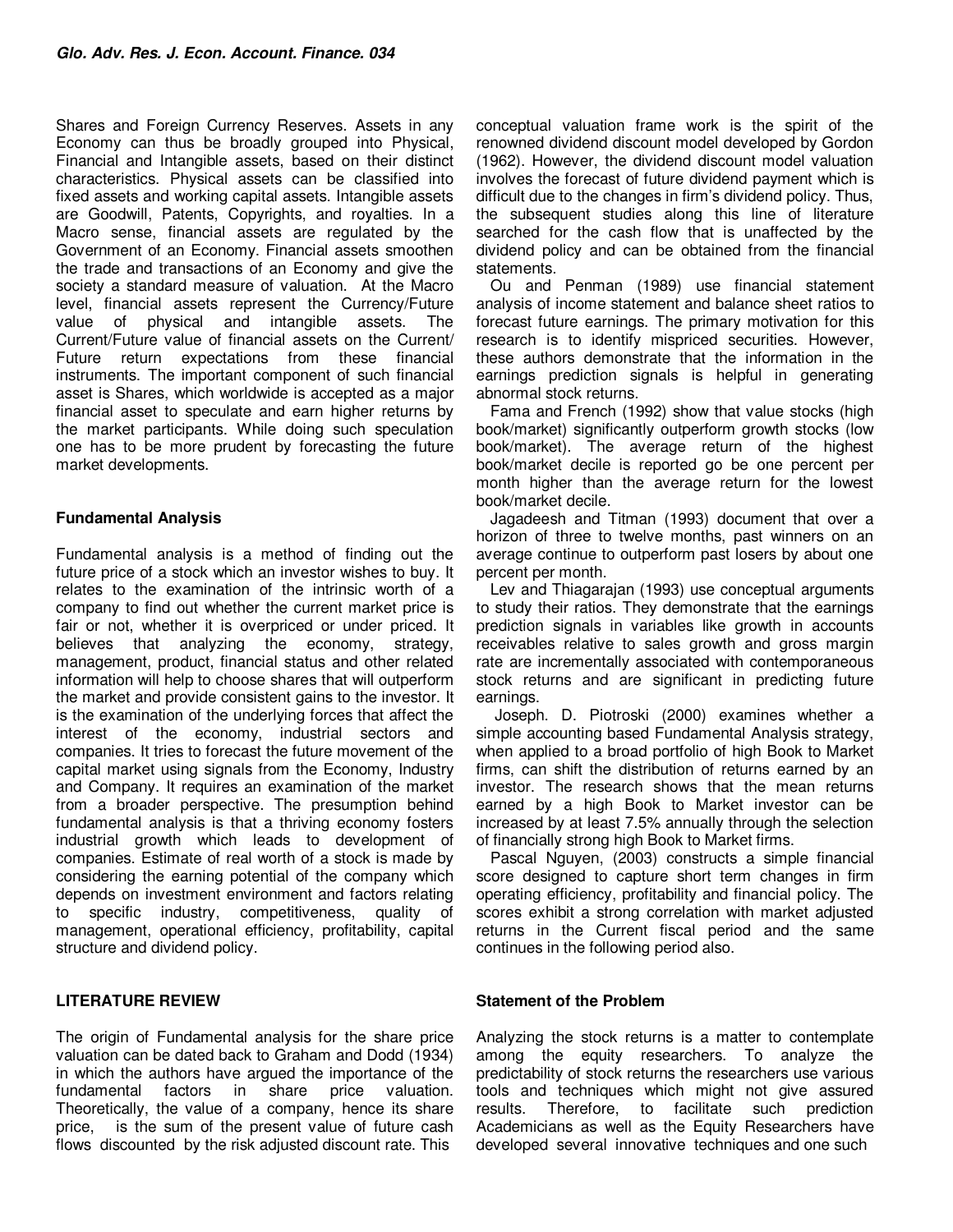Shares and Foreign Currency Reserves. Assets in any Economy can thus be broadly grouped into Physical, Financial and Intangible assets, based on their distinct characteristics. Physical assets can be classified into fixed assets and working capital assets. Intangible assets are Goodwill, Patents, Copyrights, and royalties. In a Macro sense, financial assets are regulated by the Government of an Economy. Financial assets smoothen the trade and transactions of an Economy and give the society a standard measure of valuation. At the Macro level, financial assets represent the Currency/Future value of physical and intangible assets. The Current/Future value of financial assets on the Current/ Future return expectations from these financial instruments. The important component of such financial asset is Shares, which worldwide is accepted as a major financial asset to speculate and earn higher returns by the market participants. While doing such speculation one has to be more prudent by forecasting the future market developments.

## Fundamental Analysis

Fundamental analysis is a method of finding out the future price of a stock which an investor wishes to buy. It relates to the examination of the intrinsic worth of a company to find out whether the current market price is fair or not, whether it is overpriced or under priced. It believes that analyzing the economy, strategy, management, product, financial status and other related information will help to choose shares that will outperform the market and provide consistent gains to the investor. It is the examination of the underlying forces that affect the interest of the economy, industrial sectors and companies. It tries to forecast the future movement of the capital market using signals from the Economy, Industry and Company. It requires an examination of the market from a broader perspective. The presumption behind fundamental analysis is that a thriving economy fosters industrial growth which leads to development of companies. Estimate of real worth of a stock is made by considering the earning potential of the company which depends on investment environment and factors relating to specific industry, competitiveness, quality of management, operational efficiency, profitability, capital structure and dividend policy.

## LITERATURE REVIEW

The origin of Fundamental analysis for the share price valuation can be dated back to Graham and Dodd (1934) in which the authors have argued the importance of the fundamental factors in share price valuation. Theoretically, the value of a company, hence its share price, is the sum of the present value of future cash flows discounted by the risk adjusted discount rate. This conceptual valuation frame work is the spirit of the renowned dividend discount model developed by Gordon (1962). However, the dividend discount model valuation involves the forecast of future dividend payment which is difficult due to the changes in firm's dividend policy. Thus, the subsequent studies along this line of literature searched for the cash flow that is unaffected by the dividend policy and can be obtained from the financial statements.

Ou and Penman (1989) use financial statement analysis of income statement and balance sheet ratios to forecast future earnings. The primary motivation for this research is to identify mispriced securities. However, these authors demonstrate that the information in the earnings prediction signals is helpful in generating abnormal stock returns.

Fama and French (1992) show that value stocks (high book/market) significantly outperform growth stocks (low book/market). The average return of the highest book/market decile is reported go be one percent per month higher than the average return for the lowest book/market decile.

Jagadeesh and Titman (1993) document that over a horizon of three to twelve months, past winners on an average continue to outperform past losers by about one percent per month.

Lev and Thiagarajan (1993) use conceptual arguments to study their ratios. They demonstrate that the earnings prediction signals in variables like growth in accounts receivables relative to sales growth and gross margin rate are incrementally associated with contemporaneous stock returns and are significant in predicting future earnings.

Joseph. D. Piotroski (2000) examines whether a simple accounting based Fundamental Analysis strategy, when applied to a broad portfolio of high Book to Market firms, can shift the distribution of returns earned by an investor. The research shows that the mean returns earned by a high Book to Market investor can be increased by at least 7.5% annually through the selection of financially strong high Book to Market firms.

Pascal Nguyen, (2003) constructs a simple financial score designed to capture short term changes in firm operating efficiency, profitability and financial policy. The scores exhibit a strong correlation with market adjusted returns in the Current fiscal period and the same continues in the following period also.

## Statement of the Problem

Analyzing the stock returns is a matter to contemplate among the equity researchers. To analyze the predictability of stock returns the researchers use various tools and techniques which might not give assured results. Therefore, to facilitate such prediction Academicians as well as the Equity Researchers have developed several innovative techniques and one such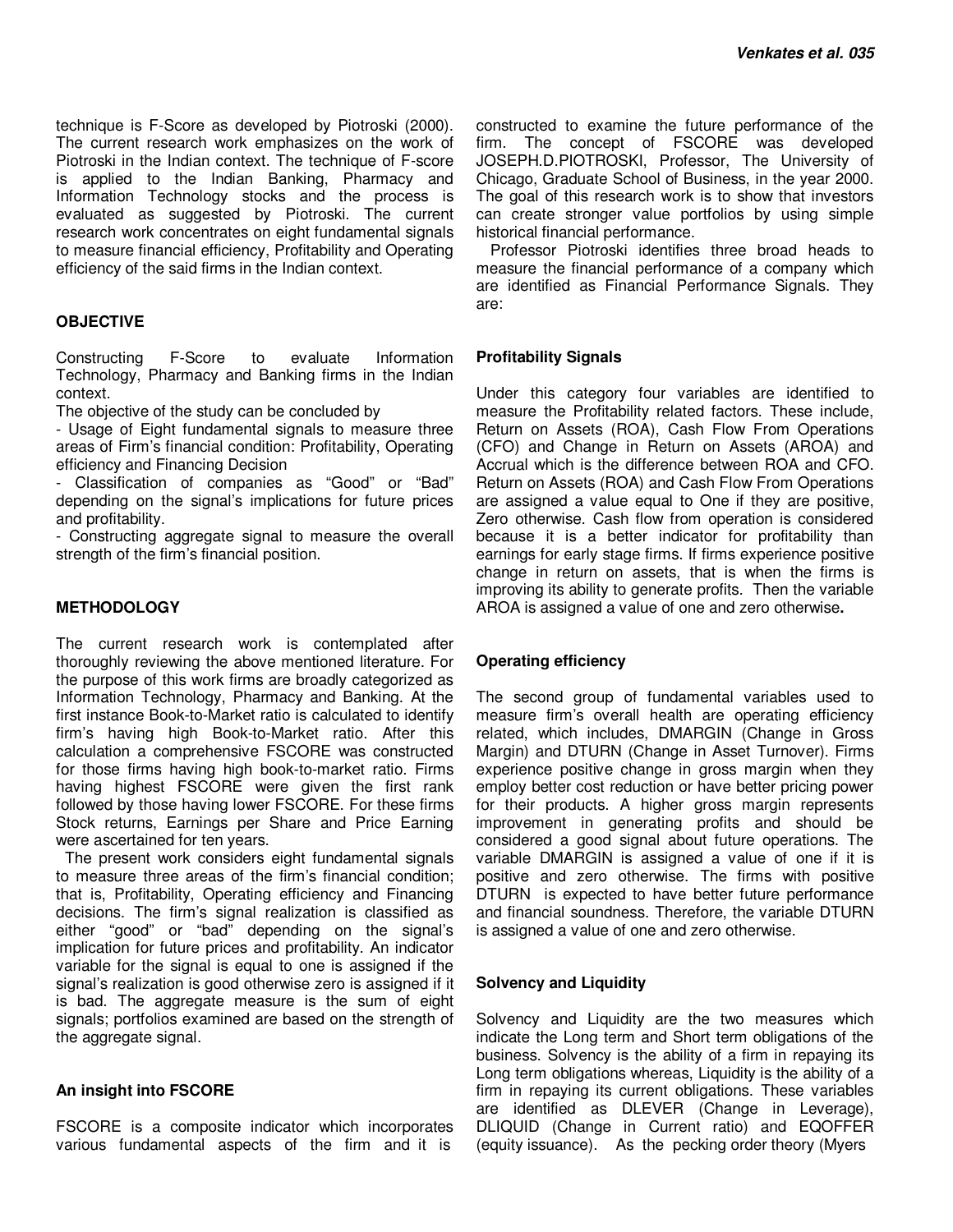technique is F-Score as developed by Piotroski (2000). The current research work emphasizes on the work of Piotroski in the Indian context. The technique of F-score is applied to the Indian Banking, Pharmacy and Information Technology stocks and the process is evaluated as suggested by Piotroski. The current research work concentrates on eight fundamental signals to measure financial efficiency, Profitability and Operating efficiency of the said firms in the Indian context.

## OBJECTIVE

Constructing F-Score to evaluate Information Technology, Pharmacy and Banking firms in the Indian context.

The objective of the study can be concluded by

- Usage of Eight fundamental signals to measure three areas of Firm's financial condition: Profitability, Operating efficiency and Financing Decision
- Classification of companies as "Good" or "Bad" depending on the signal's implications for future prices and profitability.
- Constructing aggregate signal to measure the overall strength of the firm's financial position.

## METHODOLOGY

The current research work is contemplated after thoroughly reviewing the above mentioned literature. For the purpose of this work firms are broadly categorized as Information Technology, Pharmacy and Banking. At the first instance Book-to-Market ratio is calculated to identify firm's having high Book-to-Market ratio. After this calculation a comprehensive FSCORE was constructed for those firms having high book-to-market ratio. Firms having highest FSCORE were given the first rank followed by those having lower FSCORE. For these firms Stock returns, Earnings per Share and Price Earning were ascertained for ten years.

The present work considers eight fundamental signals to measure three areas of the firm's financial condition; that is, Profitability, Operating efficiency and Financing decisions. The firm's signal realization is classified as either "good" or "bad" depending on the signal's implication for future prices and profitability. An indicator variable for the signal is equal to one is assigned if the signal's realization is good otherwise zero is assigned if it is bad. The aggregate measure is the sum of eight signals; portfolios examined are based on the strength of the aggregate signal.

## An insight into FSCORE

FSCORE is a composite indicator which incorporates various fundamental aspects of the firm and it is constructed to examine the future performance of the firm. The concept of FSCORE was developed JOSEPH.D.PIOTROSKI, Professor, The University of Chicago, Graduate School of Business, in the year 2000. The goal of this research work is to show that investors can create stronger value portfolios by using simple historical financial performance.

Professor Piotroski identifies three broad heads to measure the financial performance of a company which are identified as Financial Performance Signals. They are:

### Profitability Signals

Under this category four variables are identified to measure the Profitability related factors. These include, Return on Assets (ROA), Cash Flow From Operations (CFO) and Change in Return on Assets (AROA) and Accrual which is the difference between ROA and CFO. Return on Assets (ROA) and Cash Flow From Operations are assigned a value equal to One if they are positive, Zero otherwise. Cash flow from operation is considered because it is a better indicator for profitability than earnings for early stage firms. If firms experience positive change in return on assets, that is when the firms is improving its ability to generate profits. Then the variable AROA is assigned a value of one and zero otherwise**.**

### Operating efficiency

The second group of fundamental variables used to measure firm's overall health are operating efficiency related, which includes, DMARGIN (Change in Gross Margin) and DTURN (Change in Asset Turnover). Firms experience positive change in gross margin when they employ better cost reduction or have better pricing power for their products. A higher gross margin represents improvement in generating profits and should be considered a good signal about future operations. The variable DMARGIN is assigned a value of one if it is positive and zero otherwise. The firms with positive DTURN is expected to have better future performance and financial soundness. Therefore, the variable DTURN is assigned a value of one and zero otherwise.

### Solvency and Liquidity

Solvency and Liquidity are the two measures which indicate the Long term and Short term obligations of the business. Solvency is the ability of a firm in repaying its Long term obligations whereas, Liquidity is the ability of a firm in repaying its current obligations. These variables are identified as DLEVER (Change in Leverage), DLIQUID (Change in Current ratio) and EQOFFER (equity issuance). As the pecking order theory (Myers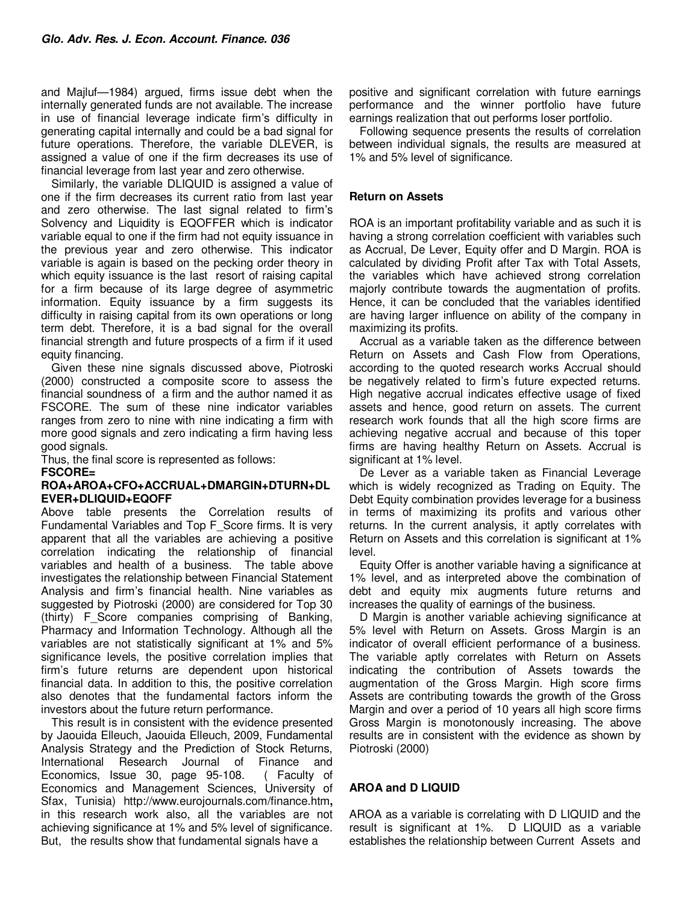and Majluf—1984) argued, firms issue debt when the internally generated funds are not available. The increase in use of financial leverage indicate firm's difficulty in generating capital internally and could be a bad signal for future operations. Therefore, the variable DLEVER, is assigned a value of one if the firm decreases its use of financial leverage from last year and zero otherwise.

Similarly, the variable DLIQUID is assigned a value of one if the firm decreases its current ratio from last year and zero otherwise. The last signal related to firm's Solvency and Liquidity is EQOFFER which is indicator variable equal to one if the firm had not equity issuance in the previous year and zero otherwise. This indicator variable is again is based on the pecking order theory in which equity issuance is the last resort of raising capital for a firm because of its large degree of asymmetric information. Equity issuance by a firm suggests its difficulty in raising capital from its own operations or long term debt. Therefore, it is a bad signal for the overall financial strength and future prospects of a firm if it used equity financing.

Given these nine signals discussed above, Piotroski (2000) constructed a composite score to assess the financial soundness of a firm and the author named it as FSCORE. The sum of these nine indicator variables ranges from zero to nine with nine indicating a firm with more good signals and zero indicating a firm having less good signals.

Thus, the final score is represented as follows:

**FSCORE= ROA+AROA+CFO+ACCRUAL+DMARGIN+DTURN+DLEVER+DLIQUID+EQOFF**

Above table presents the Correlation results of Fundamental Variables and Top F_Score firms. It is very apparent that all the variables are achieving a positive correlation indicating the relationship of financial variables and health of a business. The table above investigates the relationship between Financial Statement Analysis and firm's financial health. Nine variables as suggested by Piotroski (2000) are considered for Top 30 (thirty) F_Score companies comprising of Banking, Pharmacy and Information Technology. Although all the variables are not statistically significant at 1% and 5% significance levels, the positive correlation implies that firm's future returns are dependent upon historical financial data. In addition to this, the positive correlation also denotes that the fundamental factors inform the investors about the future return performance.

This result is in consistent with the evidence presented by Jaouida Elleuch, Jaouida Elleuch, 2009, Fundamental Analysis Strategy and the Prediction of Stock Returns, International Research Journal of Finance and Economics, Issue 30, page 95-108. ( Faculty of Economics and Management Sciences, University of Sfax, Tunisia) http://www.eurojournals.com/finance.htm**,** in this research work also, all the variables are not achieving significance at 1% and 5% level of significance. But, the results show that fundamental signals have a positive and significant correlation with future earnings performance and the winner portfolio have future earnings realization that out performs loser portfolio.

Following sequence presents the results of correlation between individual signals, the results are measured at 1% and 5% level of significance.

### Return on Assets

ROA is an important profitability variable and as such it is having a strong correlation coefficient with variables such as Accrual, De Lever, Equity offer and D Margin. ROA is calculated by dividing Profit after Tax with Total Assets, the variables which have achieved strong correlation majorly contribute towards the augmentation of profits. Hence, it can be concluded that the variables identified are having larger influence on ability of the company in maximizing its profits.

Accrual as a variable taken as the difference between Return on Assets and Cash Flow from Operations, according to the quoted research works Accrual should be negatively related to firm's future expected returns. High negative accrual indicates effective usage of fixed assets and hence, good return on assets. The current research work founds that all the high score firms are achieving negative accrual and because of this toper firms are having healthy Return on Assets. Accrual is significant at 1% level.

De Lever as a variable taken as Financial Leverage which is widely recognized as Trading on Equity. The Debt Equity combination provides leverage for a business in terms of maximizing its profits and various other returns. In the current analysis, it aptly correlates with Return on Assets and this correlation is significant at 1% level.

Equity Offer is another variable having a significance at 1% level, and as interpreted above the combination of debt and equity mix augments future returns and increases the quality of earnings of the business.

D Margin is another variable achieving significance at 5% level with Return on Assets. Gross Margin is an indicator of overall efficient performance of a business. The variable aptly correlates with Return on Assets indicating the contribution of Assets towards the augmentation of the Gross Margin. High score firms Assets are contributing towards the growth of the Gross Margin and over a period of 10 years all high score firms Gross Margin is monotonously increasing. The above results are in consistent with the evidence as shown by Piotroski (2000)

### AROA and D LIQUID

AROA as a variable is correlating with D LIQUID and the result is significant at 1%. D LIQUID as a variable establishes the relationship between Current Assets and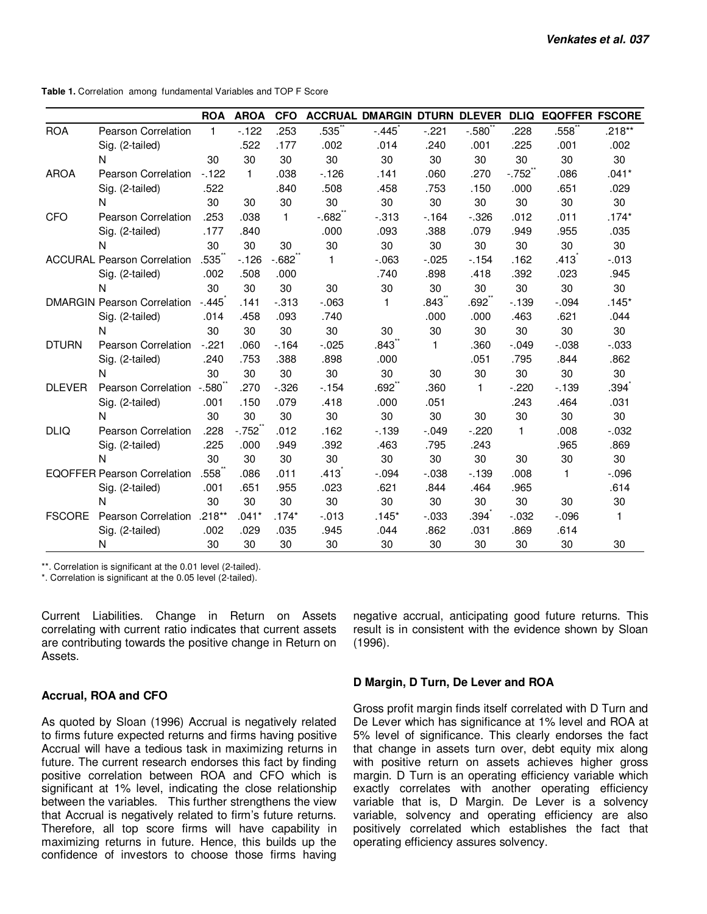**Table 1.** Correlation among fundamental Variables and TOP F Score

| | | ROA | AROA | CFO | ACCRUAL | DMARGIN | DTURN | DLEVER | DLIQ | EQOFFER | FSCORE |
|---|---|---|---|---|---|---|---|---|---|---|---|
| ROA | Pearson Correlation | 1 | -.122 | .253 | .535** | -.445* | -.221 | -.580** | .228 | .558** | .218** |
| | Sig. (2-tailed) | | .522 | .177 | .002 | .014 | .240 | .001 | .225 | .001 | .002 |
| | N | 30 | 30 | 30 | 30 | 30 | 30 | 30 | 30 | 30 | 30 |
| AROA | Pearson Correlation | -.122 | 1 | .038 | -.126 | .141 | .060 | .270 | -.752** | .086 | .041* |
| | Sig. (2-tailed) | .522 | | .840 | .508 | .458 | .753 | .150 | .000 | .651 | .029 |
| | N | 30 | 30 | 30 | 30 | 30 | 30 | 30 | 30 | 30 | 30 |
| CFO | Pearson Correlation | .253 | .038 | 1 | -.682** | -.313 | -.164 | -.326 | .012 | .011 | .174* |
| | Sig. (2-tailed) | .177 | .840 | | .000 | .093 | .388 | .079 | .949 | .955 | .035 |
| | N | 30 | 30 | 30 | 30 | 30 | 30 | 30 | 30 | 30 | 30 |
| ACCURAL | Pearson Correlation | .535** | -.126 | -.682** | 1 | -.063 | -.025 | -.154 | .162 | .413* | -.013 |
| | Sig. (2-tailed) | .002 | .508 | .000 | | .740 | .898 | .418 | .392 | .023 | .945 |
| | N | 30 | 30 | 30 | 30 | 30 | 30 | 30 | 30 | 30 | 30 |
| DMARGIN | Pearson Correlation | -.445* | .141 | -.313 | -.063 | 1 | .843** | .692** | -.139 | -.094 | .145* |
| | Sig. (2-tailed) | .014 | .458 | .093 | .740 | | .000 | .000 | .463 | .621 | .044 |
| | N | 30 | 30 | 30 | 30 | 30 | 30 | 30 | 30 | 30 | 30 |
| DTURN | Pearson Correlation | -.221 | .060 | -.164 | -.025 | .843** | 1 | .360 | -.049 | -.038 | -.033 |
| | Sig. (2-tailed) | .240 | .753 | .388 | .898 | .000 | | .051 | .795 | .844 | .862 |
| | N | 30 | 30 | 30 | 30 | 30 | 30 | 30 | 30 | 30 | 30 |
| DLEVER | Pearson Correlation | -.580** | .270 | -.326 | -.154 | .692** | .360 | 1 | -.220 | -.139 | .394* |
| | Sig. (2-tailed) | .001 | .150 | .079 | .418 | .000 | .051 | | .243 | .464 | .031 |
| | N | 30 | 30 | 30 | 30 | 30 | 30 | 30 | 30 | 30 | 30 |
| DLIQ | Pearson Correlation | .228 | -.752** | .012 | .162 | -.139 | -.049 | -.220 | 1 | .008 | -.032 |
| | Sig. (2-tailed) | .225 | .000 | .949 | .392 | .463 | .795 | .243 | | .965 | .869 |
| | N | 30 | 30 | 30 | 30 | 30 | 30 | 30 | 30 | 30 | 30 |
| EQOFFER | Pearson Correlation | .558** | .086 | .011 | .413* | -.094 | -.038 | -.139 | .008 | 1 | -.096 |
| | Sig. (2-tailed) | .001 | .651 | .955 | .023 | .621 | .844 | .464 | .965 | | .614 |
| | N | 30 | 30 | 30 | 30 | 30 | 30 | 30 | 30 | 30 | 30 |
| FSCORE | Pearson Correlation | .218** | .041* | .174* | -.013 | .145* | -.033 | .394* | -.032 | -.096 | 1 |
| | Sig. (2-tailed) | .002 | .029 | .035 | .945 | .044 | .862 | .031 | .869 | .614 | |
| | N | 30 | 30 | 30 | 30 | 30 | 30 | 30 | 30 | 30 | 30 |

**. Correlation is significant at the 0.01 level (2-tailed).

*. Correlation is significant at the 0.05 level (2-tailed).

Current Liabilities. Change in Return on Assets correlating with current ratio indicates that current assets are contributing towards the positive change in Return on Assets.

### Accrual, ROA and CFO

As quoted by Sloan (1996) Accrual is negatively related to firms future expected returns and firms having positive Accrual will have a tedious task in maximizing returns in future. The current research endorses this fact by finding positive correlation between ROA and CFO which is significant at 1% level, indicating the close relationship between the variables. This further strengthens the view that Accrual is negatively related to firm's future returns. Therefore, all top score firms will have capability in maximizing returns in future. Hence, this builds up the confidence of investors to choose those firms having negative accrual, anticipating good future returns. This result is in consistent with the evidence shown by Sloan (1996).

### D Margin, D Turn, De Lever and ROA

Gross profit margin finds itself correlated with D Turn and De Lever which has significance at 1% level and ROA at 5% level of significance. This clearly endorses the fact that change in assets turn over, debt equity mix along with positive return on assets achieves higher gross margin. D Turn is an operating efficiency variable which exactly correlates with another operating efficiency variable that is, D Margin. De Lever is a solvency variable, solvency and operating efficiency are also positively correlated which establishes the fact that operating efficiency assures solvency.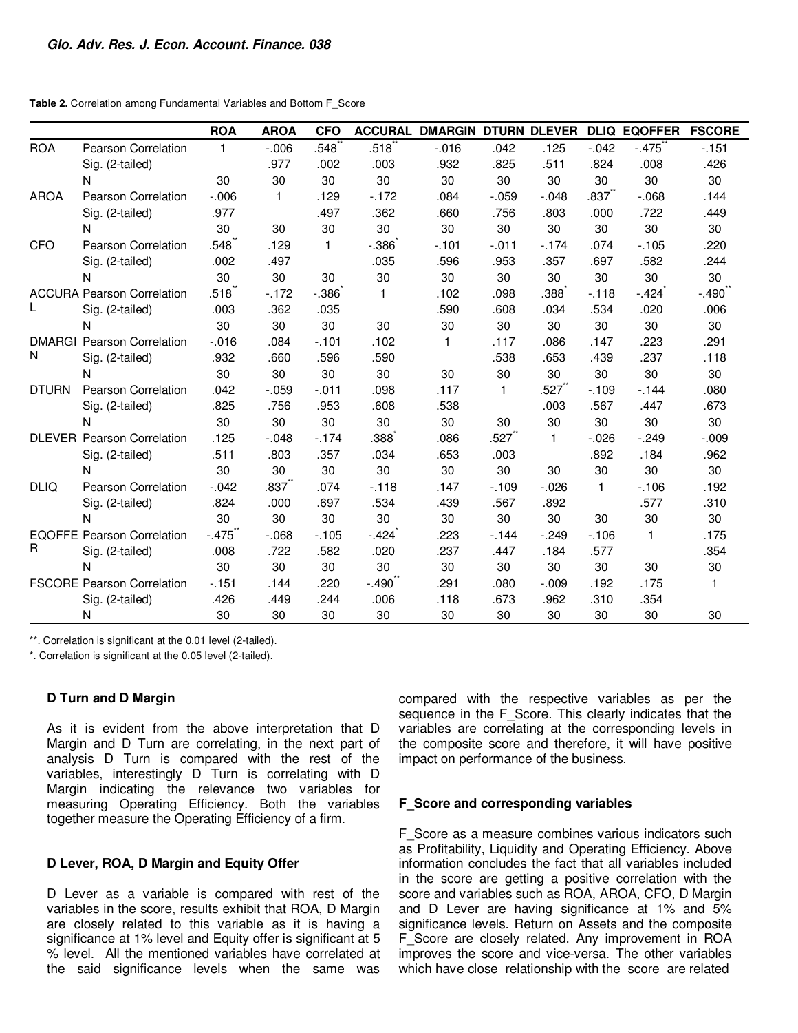**Table 2.** Correlation among Fundamental Variables and Bottom F_Score

| | | ROA | AROA | CFO | ACCURAL | DMARGIN | DTURN | DLEVER | DLIQ | EQOFFER | FSCORE |
|---|---|---|---|---|---|---|---|---|---|---|---|
| ROA | Pearson Correlation | 1 | -.006 | .548** | .518** | -.016 | .042 | .125 | -.042 | -.475** | -.151 |
| | Sig. (2-tailed) | | .977 | .002 | .003 | .932 | .825 | .511 | .824 | .008 | .426 |
| | N | 30 | 30 | 30 | 30 | 30 | 30 | 30 | 30 | 30 | 30 |
| AROA | Pearson Correlation | -.006 | 1 | .129 | -.172 | .084 | -.059 | -.048 | .837** | -.068 | .144 |
| | Sig. (2-tailed) | .977 | | .497 | .362 | .660 | .756 | .803 | .000 | .722 | .449 |
| | N | 30 | 30 | 30 | 30 | 30 | 30 | 30 | 30 | 30 | 30 |
| CFO | Pearson Correlation | .548** | .129 | 1 | -.386* | -.101 | -.011 | -.174 | .074 | -.105 | .220 |
| | Sig. (2-tailed) | .002 | .497 | | .035 | .596 | .953 | .357 | .697 | .582 | .244 |
| | N | 30 | 30 | 30 | 30 | 30 | 30 | 30 | 30 | 30 | 30 |
| ACCURAL | Pearson Correlation | .518** | -.172 | -.386* | 1 | .102 | .098 | .388* | -.118 | -.424* | -.490** |
| | Sig. (2-tailed) | .003 | .362 | .035 | | .590 | .608 | .034 | .534 | .020 | .006 |
| | N | 30 | 30 | 30 | 30 | 30 | 30 | 30 | 30 | 30 | 30 |
| DMARGIN | Pearson Correlation | -.016 | .084 | -.101 | .102 | 1 | .117 | .086 | .147 | .223 | .291 |
| | Sig. (2-tailed) | .932 | .660 | .596 | .590 | | .538 | .653 | .439 | .237 | .118 |
| | N | 30 | 30 | 30 | 30 | 30 | 30 | 30 | 30 | 30 | 30 |
| DTURN | Pearson Correlation | .042 | -.059 | -.011 | .098 | .117 | 1 | .527** | -.109 | -.144 | .080 |
| | Sig. (2-tailed) | .825 | .756 | .953 | .608 | .538 | | .003 | .567 | .447 | .673 |
| | N | 30 | 30 | 30 | 30 | 30 | 30 | 30 | 30 | 30 | 30 |
| DLEVER | Pearson Correlation | .125 | -.048 | -.174 | .388* | .086 | .527** | 1 | -.026 | -.249 | -.009 |
| | Sig. (2-tailed) | .511 | .803 | .357 | .034 | .653 | .003 | | .892 | .184 | .962 |
| | N | 30 | 30 | 30 | 30 | 30 | 30 | 30 | 30 | 30 | 30 |
| DLIQ | Pearson Correlation | -.042 | .837** | .074 | -.118 | .147 | -.109 | -.026 | 1 | -.106 | .192 |
| | Sig. (2-tailed) | .824 | .000 | .697 | .534 | .439 | .567 | .892 | | .577 | .310 |
| | N | 30 | 30 | 30 | 30 | 30 | 30 | 30 | 30 | 30 | 30 |
| EQOFFER | Pearson Correlation | -.475** | -.068 | -.105 | -.424* | .223 | -.144 | -.249 | -.106 | 1 | .175 |
| | Sig. (2-tailed) | .008 | .722 | .582 | .020 | .237 | .447 | .184 | .577 | | .354 |
| | N | 30 | 30 | 30 | 30 | 30 | 30 | 30 | 30 | 30 | 30 |
| FSCORE | Pearson Correlation | -.151 | .144 | .220 | -.490** | .291 | .080 | -.009 | .192 | .175 | 1 |
| | Sig. (2-tailed) | .426 | .449 | .244 | .006 | .118 | .673 | .962 | .310 | .354 | |
| | N | 30 | 30 | 30 | 30 | 30 | 30 | 30 | 30 | 30 | 30 |

**. Correlation is significant at the 0.01 level (2-tailed).

*. Correlation is significant at the 0.05 level (2-tailed).

### D Turn and D Margin

As it is evident from the above interpretation that D Margin and D Turn are correlating, in the next part of analysis D Turn is compared with the rest of the variables, interestingly D Turn is correlating with D Margin indicating the relevance two variables for measuring Operating Efficiency. Both the variables together measure the Operating Efficiency of a firm.

### D Lever, ROA, D Margin and Equity Offer

D Lever as a variable is compared with rest of the variables in the score, results exhibit that ROA, D Margin are closely related to this variable as it is having a significance at 1% level and Equity offer is significant at 5 % level. All the mentioned variables have correlated at the said significance levels when the same was compared with the respective variables as per the sequence in the F_Score. This clearly indicates that the variables are correlating at the corresponding levels in the composite score and therefore, it will have positive impact on performance of the business.

### F_Score and corresponding variables

F_Score as a measure combines various indicators such as Profitability, Liquidity and Operating Efficiency. Above information concludes the fact that all variables included in the score are getting a positive correlation with the score and variables such as ROA, AROA, CFO, D Margin and D Lever are having significance at 1% and 5% significance levels. Return on Assets and the composite F_Score are closely related. Any improvement in ROA improves the score and vice-versa. The other variables which have close relationship with the score are related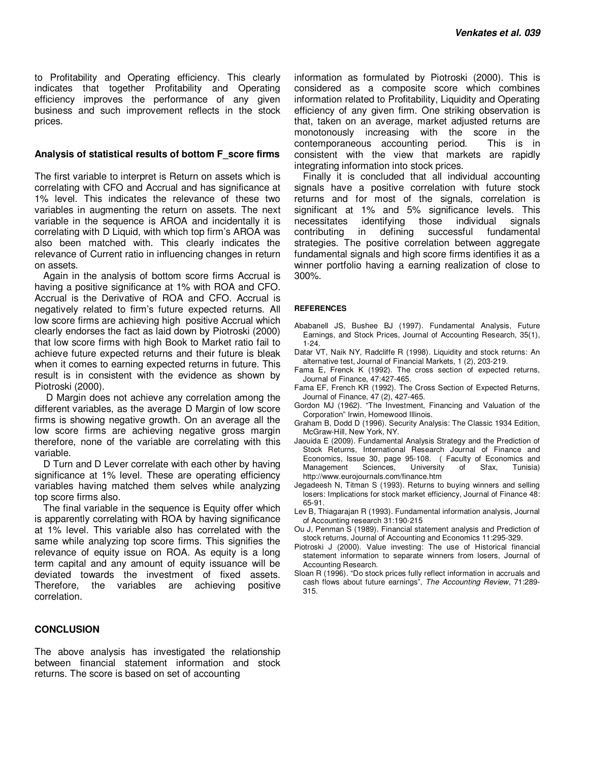to Profitability and Operating efficiency. This clearly indicates that together Profitability and Operating efficiency improves the performance of any given business and such improvement reflects in the stock prices.

### Analysis of statistical results of bottom F_score firms

The first variable to interpret is Return on assets which is correlating with CFO and Accrual and has significance at 1% level. This indicates the relevance of these two variables in augmenting the return on assets. The next variable in the sequence is AROA and incidentally it is correlating with D Liquid, with which top firm's AROA was also been matched with. This clearly indicates the relevance of Current ratio in influencing changes in return on assets.

Again in the analysis of bottom score firms Accrual is having a positive significance at 1% with ROA and CFO. Accrual is the Derivative of ROA and CFO. Accrual is negatively related to firm's future expected returns. All low score firms are achieving high positive Accrual which clearly endorses the fact as laid down by Piotroski (2000) that low score firms with high Book to Market ratio fail to achieve future expected returns and their future is bleak when it comes to earning expected returns in future. This result is in consistent with the evidence as shown by Piotroski (2000).

D Margin does not achieve any correlation among the different variables, as the average D Margin of low score firms is showing negative growth. On an average all the low score firms are achieving negative gross margin therefore, none of the variable are correlating with this variable.

D Turn and D Lever correlate with each other by having significance at 1% level. These are operating efficiency variables having matched them selves while analyzing top score firms also.

The final variable in the sequence is Equity offer which is apparently correlating with ROA by having significance at 1% level. This variable also has correlated with the same while analyzing top score firms. This signifies the relevance of equity issue on ROA. As equity is a long term capital and any amount of equity issuance will be deviated towards the investment of fixed assets. Therefore, the variables are achieving positive correlation.

## CONCLUSION

The above analysis has investigated the relationship between financial statement information and stock returns. The score is based on set of accounting information as formulated by Piotroski (2000). This is considered as a composite score which combines information related to Profitability, Liquidity and Operating efficiency of any given firm. One striking observation is that, taken on an average, market adjusted returns are monotonously increasing with the score in the contemporaneous accounting period. This is in consistent with the view that markets are rapidly integrating information into stock prices.

Finally it is concluded that all individual accounting signals have a positive correlation with future stock returns and for most of the signals, correlation is significant at 1% and 5% significance levels. This necessitates identifying those individual signals contributing in defining successful fundamental strategies. The positive correlation between aggregate fundamental signals and high score firms identifies it as a winner portfolio having a earning realization of close to 300%.

## REFERENCES

Abababell JS, Bushee BJ (1997). Fundamental Analysis, Future Earnings, and Stock Prices, Journal of Accounting Research, 35(1), 1-24.

Datar VT, Naik NY, Radcliffe R (1998). Liquidity and stock returns: An alternative test, Journal of Financial Markets, 1 (2), 203-219.

Fama E, Frenck K (1992). The cross section of expected returns, Journal of Finance, 47:427-465.

Fama EF, French KR (1992). The Cross Section of Expected Returns, Journal of Finance, 47 (2), 427-465.

Gordon MJ (1962). "The Investment, Financing and Valuation of the Corporation" Irwin, Homewood Illinois.

Graham B, Dodd D (1996). Security Analysis: The Classic 1934 Edition, McGraw-Hill, New York, NY.

Jaouida E (2009). Fundamental Analysis Strategy and the Prediction of Stock Returns, International Research Journal of Finance and Economics, Issue 30, page 95-108. ( Faculty of Economics and Management Sciences, University of Sfax, Tunisia) http://www.eurojournals.com/finance.htm

Jegadeesh N, Titman S (1993). Returns to buying winners and selling losers: Implications for stock market efficiency, Journal of Finance 48: 65-91.

Lev B, Thiagarajan R (1993). Fundamental information analysis, Journal of Accounting research 31:190-215

Ou J, Penman S (1989). Financial statement analysis and Prediction of stock returns, Journal of Accounting and Economics 11:295-329.

Piotroski J (2000). Value investing: The use of Historical financial statement information to separate winners from losers, Journal of Accounting Research.

Sloan R (1996). "Do stock prices fully reflect information in accruals and cash flows about future earnings", *The Accounting Review*, 71:289-315.